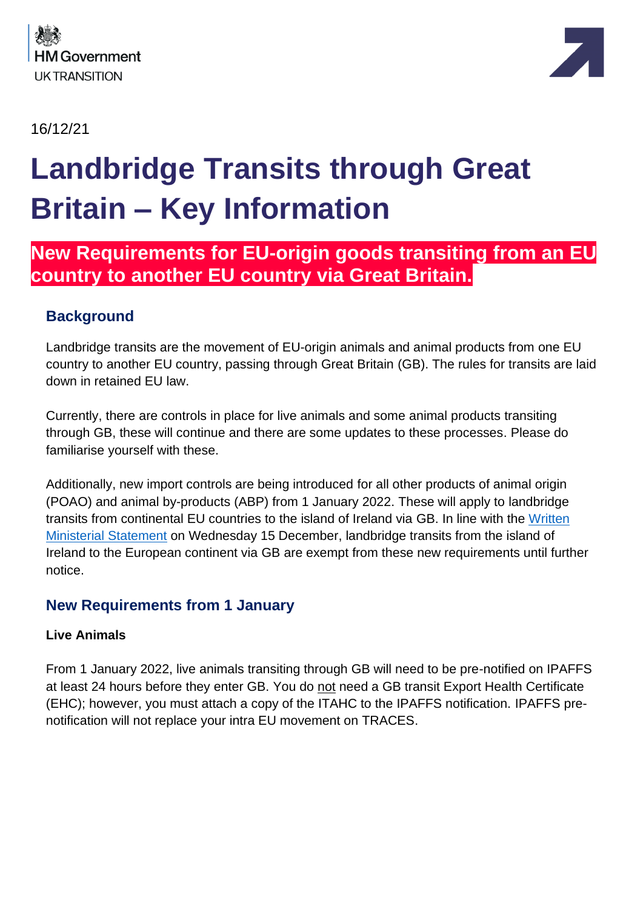HM Government
UK TRANSITION

16/12/21

# Landbridge Transits through Great Britain – Key Information

## New Requirements for EU-origin goods transiting from an EU country to another EU country via Great Britain.

### Background

Landbridge transits are the movement of EU-origin animals and animal products from one EU country to another EU country, passing through Great Britain (GB). The rules for transits are laid down in retained EU law.

Currently, there are controls in place for live animals and some animal products transiting through GB, these will continue and there are some updates to these processes. Please do familiarise yourself with these.

Additionally, new import controls are being introduced for all other products of animal origin (POAO) and animal by-products (ABP) from 1 January 2022. These will apply to landbridge transits from continental EU countries to the island of Ireland via GB. In line with the Written Ministerial Statement on Wednesday 15 December, landbridge transits from the island of Ireland to the European continent via GB are exempt from these new requirements until further notice.

### New Requirements from 1 January

**Live Animals**

From 1 January 2022, live animals transiting through GB will need to be pre-notified on IPAFFS at least 24 hours before they enter GB. You do not need a GB transit Export Health Certificate (EHC); however, you must attach a copy of the ITAHC to the IPAFFS notification. IPAFFS pre-notification will not replace your intra EU movement on TRACES.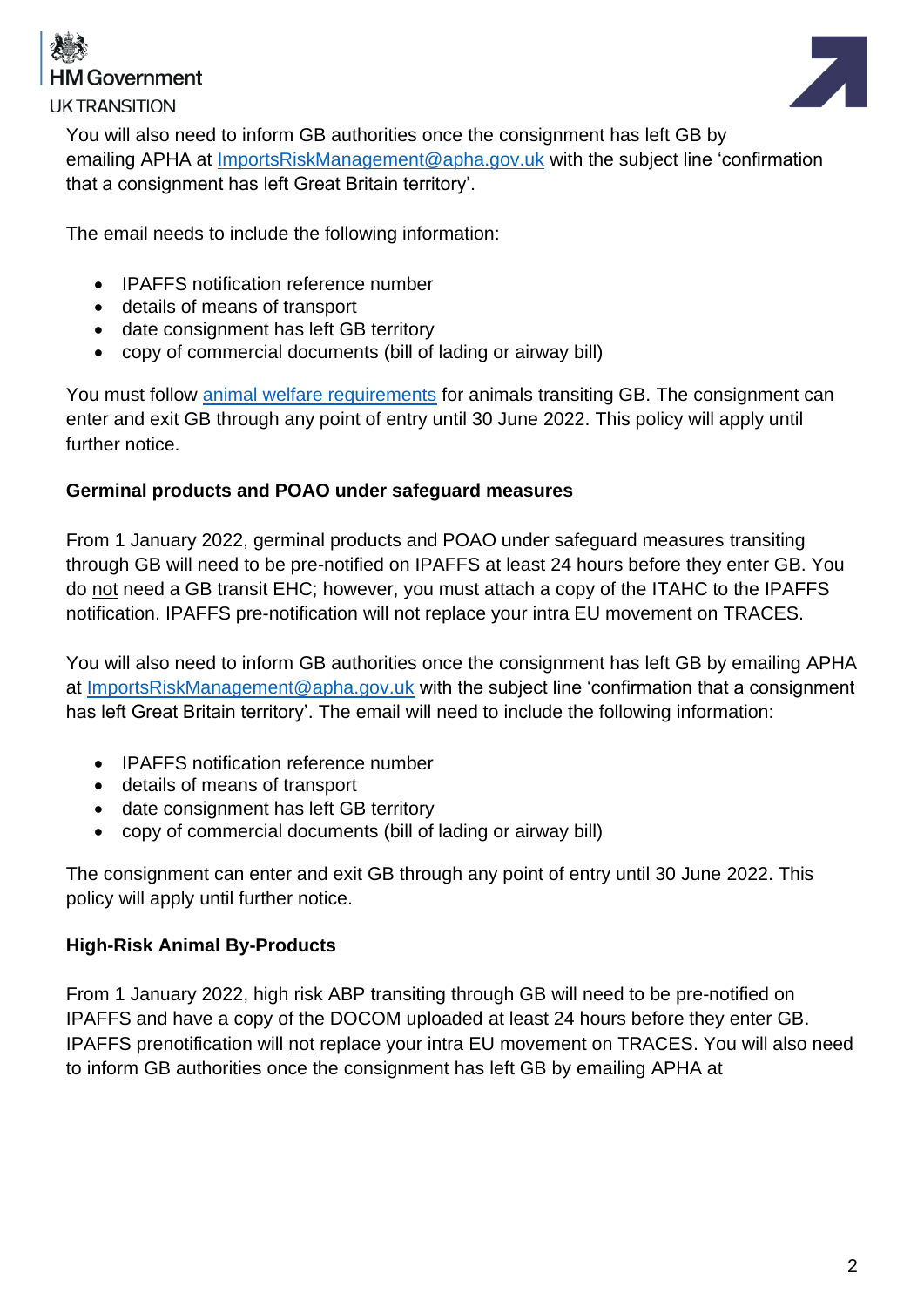You will also need to inform GB authorities once the consignment has left GB by emailing APHA at [ImportsRiskManagement@apha.gov.uk](mailto:ImportsRiskManagement@apha.gov.uk) with the subject line 'confirmation that a consignment has left Great Britain territory'.

The email needs to include the following information:

- IPAFFS notification reference number
- details of means of transport
- date consignment has left GB territory
- copy of commercial documents (bill of lading or airway bill)

You must follow [animal welfare requirements]() for animals transiting GB. The consignment can enter and exit GB through any point of entry until 30 June 2022. This policy will apply until further notice.

**Germinal products and POAO under safeguard measures**

From 1 January 2022, germinal products and POAO under safeguard measures transiting through GB will need to be pre-notified on IPAFFS at least 24 hours before they enter GB. You do not need a GB transit EHC; however, you must attach a copy of the ITAHC to the IPAFFS notification. IPAFFS pre-notification will not replace your intra EU movement on TRACES.

You will also need to inform GB authorities once the consignment has left GB by emailing APHA at [ImportsRiskManagement@apha.gov.uk](mailto:ImportsRiskManagement@apha.gov.uk) with the subject line 'confirmation that a consignment has left Great Britain territory'. The email will need to include the following information:

- IPAFFS notification reference number
- details of means of transport
- date consignment has left GB territory
- copy of commercial documents (bill of lading or airway bill)

The consignment can enter and exit GB through any point of entry until 30 June 2022. This policy will apply until further notice.

**High-Risk Animal By-Products**

From 1 January 2022, high risk ABP transiting through GB will need to be pre-notified on IPAFFS and have a copy of the DOCOM uploaded at least 24 hours before they enter GB. IPAFFS prenotification will not replace your intra EU movement on TRACES. You will also need to inform GB authorities once the consignment has left GB by emailing APHA at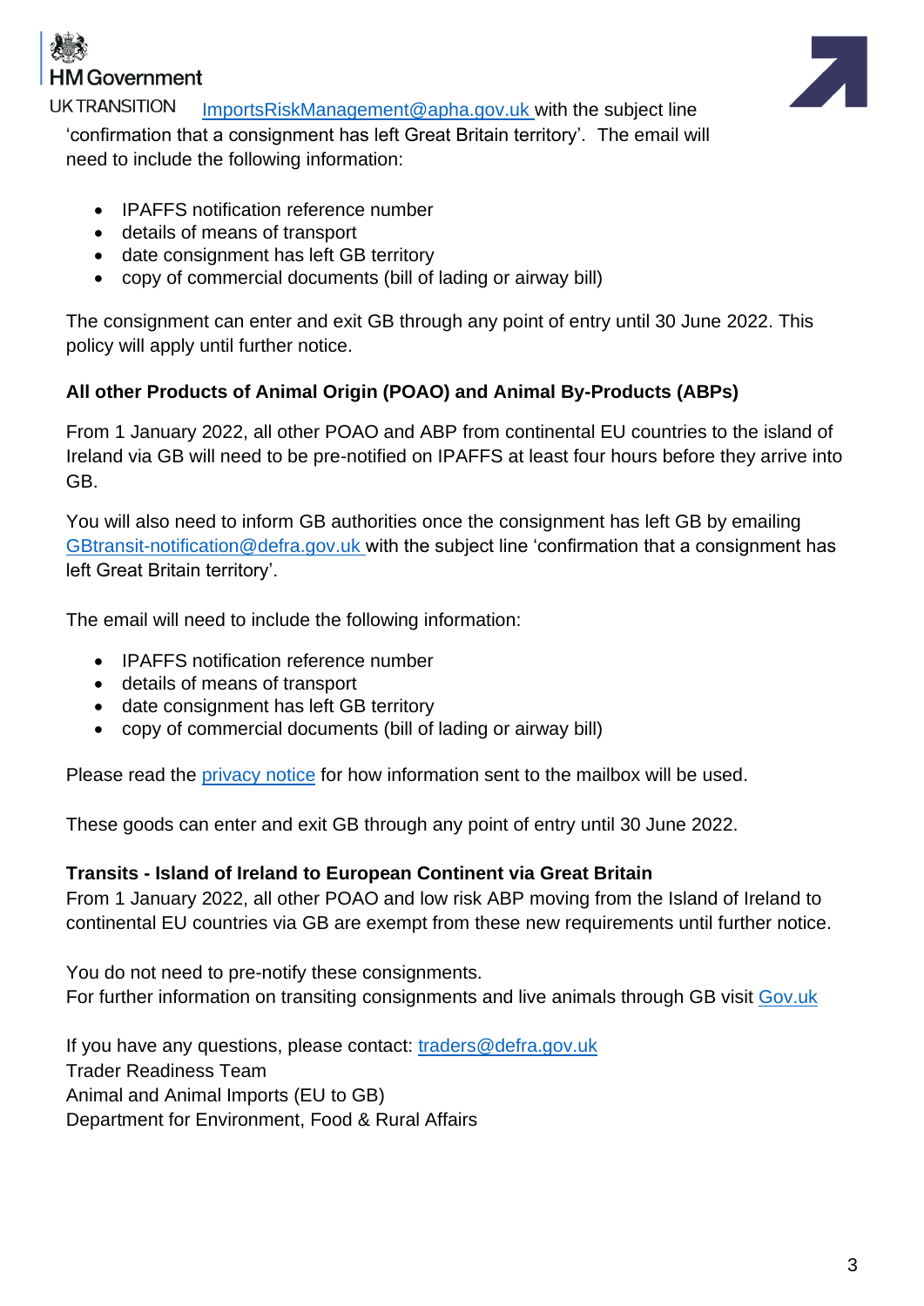[ImportsRiskManagement@apha.gov.uk](mailto:ImportsRiskManagement@apha.gov.uk) with the subject line 'confirmation that a consignment has left Great Britain territory'. The email will need to include the following information:

- IPAFFS notification reference number
- details of means of transport
- date consignment has left GB territory
- copy of commercial documents (bill of lading or airway bill)

The consignment can enter and exit GB through any point of entry until 30 June 2022. This policy will apply until further notice.

**All other Products of Animal Origin (POAO) and Animal By-Products (ABPs)**

From 1 January 2022, all other POAO and ABP from continental EU countries to the island of Ireland via GB will need to be pre-notified on IPAFFS at least four hours before they arrive into GB.

You will also need to inform GB authorities once the consignment has left GB by emailing [GBtransit-notification@defra.gov.uk](mailto:GBtransit-notification@defra.gov.uk) with the subject line 'confirmation that a consignment has left Great Britain territory'.

The email will need to include the following information:

- IPAFFS notification reference number
- details of means of transport
- date consignment has left GB territory
- copy of commercial documents (bill of lading or airway bill)

Please read the privacy notice for how information sent to the mailbox will be used.

These goods can enter and exit GB through any point of entry until 30 June 2022.

**Transits - Island of Ireland to European Continent via Great Britain**

From 1 January 2022, all other POAO and low risk ABP moving from the Island of Ireland to continental EU countries via GB are exempt from these new requirements until further notice.

You do not need to pre-notify these consignments.
For further information on transiting consignments and live animals through GB visit Gov.uk

If you have any questions, please contact: [traders@defra.gov.uk](mailto:traders@defra.gov.uk)
Trader Readiness Team
Animal and Animal Imports (EU to GB)
Department for Environment, Food & Rural Affairs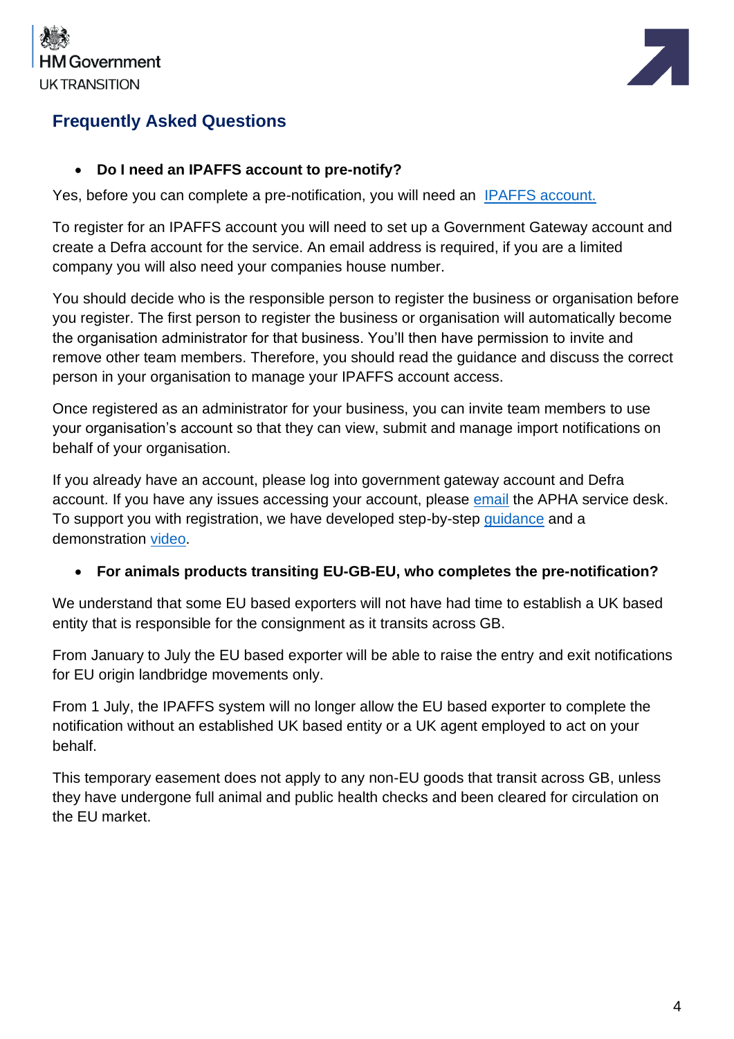## Frequently Asked Questions

- **Do I need an IPAFFS account to pre-notify?**

Yes, before you can complete a pre-notification, you will need an IPAFFS account.

To register for an IPAFFS account you will need to set up a Government Gateway account and create a Defra account for the service. An email address is required, if you are a limited company you will also need your companies house number.

You should decide who is the responsible person to register the business or organisation before you register. The first person to register the business or organisation will automatically become the organisation administrator for that business. You'll then have permission to invite and remove other team members. Therefore, you should read the guidance and discuss the correct person in your organisation to manage your IPAFFS account access.

Once registered as an administrator for your business, you can invite team members to use your organisation's account so that they can view, submit and manage import notifications on behalf of your organisation.

If you already have an account, please log into government gateway account and Defra account. If you have any issues accessing your account, please email the APHA service desk. To support you with registration, we have developed step-by-step guidance and a demonstration video.

- **For animals products transiting EU-GB-EU, who completes the pre-notification?**

We understand that some EU based exporters will not have had time to establish a UK based entity that is responsible for the consignment as it transits across GB.

From January to July the EU based exporter will be able to raise the entry and exit notifications for EU origin landbridge movements only.

From 1 July, the IPAFFS system will no longer allow the EU based exporter to complete the notification without an established UK based entity or a UK agent employed to act on your behalf.

This temporary easement does not apply to any non-EU goods that transit across GB, unless they have undergone full animal and public health checks and been cleared for circulation on the EU market.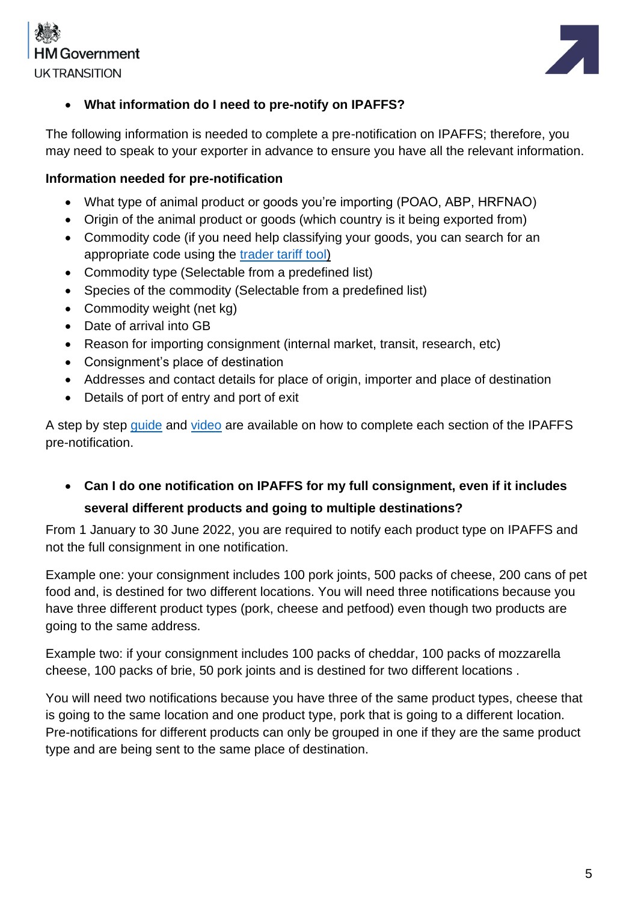- **What information do I need to pre-notify on IPAFFS?**

The following information is needed to complete a pre-notification on IPAFFS; therefore, you may need to speak to your exporter in advance to ensure you have all the relevant information.

**Information needed for pre-notification**

- What type of animal product or goods you're importing (POAO, ABP, HRFNAO)
- Origin of the animal product or goods (which country is it being exported from)
- Commodity code (if you need help classifying your goods, you can search for an appropriate code using the trader tariff tool)
- Commodity type (Selectable from a predefined list)
- Species of the commodity (Selectable from a predefined list)
- Commodity weight (net kg)
- Date of arrival into GB
- Reason for importing consignment (internal market, transit, research, etc)
- Consignment's place of destination
- Addresses and contact details for place of origin, importer and place of destination
- Details of port of entry and port of exit

A step by step guide and video are available on how to complete each section of the IPAFFS pre-notification.

- **Can I do one notification on IPAFFS for my full consignment, even if it includes several different products and going to multiple destinations?**

From 1 January to 30 June 2022, you are required to notify each product type on IPAFFS and not the full consignment in one notification.

Example one: your consignment includes 100 pork joints, 500 packs of cheese, 200 cans of pet food and, is destined for two different locations. You will need three notifications because you have three different product types (pork, cheese and petfood) even though two products are going to the same address.

Example two: if your consignment includes 100 packs of cheddar, 100 packs of mozzarella cheese, 100 packs of brie, 50 pork joints and is destined for two different locations .

You will need two notifications because you have three of the same product types, cheese that is going to the same location and one product type, pork that is going to a different location. Pre-notifications for different products can only be grouped in one if they are the same product type and are being sent to the same place of destination.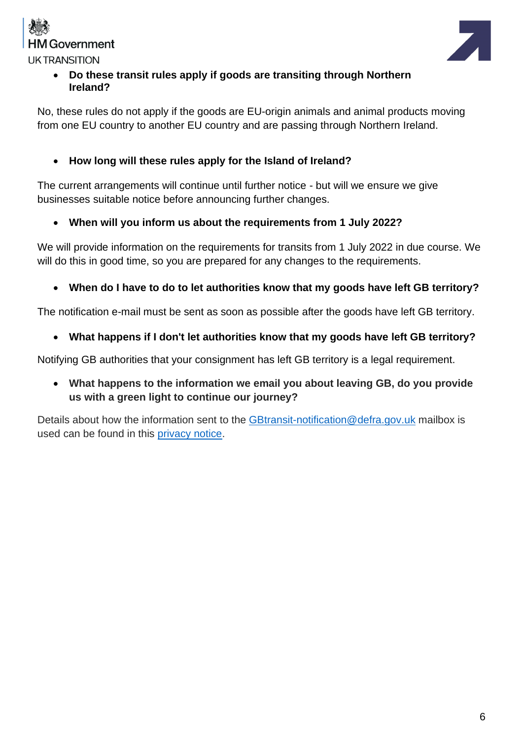- **Do these transit rules apply if goods are transiting through Northern Ireland?**

No, these rules do not apply if the goods are EU-origin animals and animal products moving from one EU country to another EU country and are passing through Northern Ireland.

- **How long will these rules apply for the Island of Ireland?**

The current arrangements will continue until further notice - but will we ensure we give businesses suitable notice before announcing further changes.

- **When will you inform us about the requirements from 1 July 2022?**

We will provide information on the requirements for transits from 1 July 2022 in due course. We will do this in good time, so you are prepared for any changes to the requirements.

- **When do I have to do to let authorities know that my goods have left GB territory?**

The notification e-mail must be sent as soon as possible after the goods have left GB territory.

- **What happens if I don't let authorities know that my goods have left GB territory?**

Notifying GB authorities that your consignment has left GB territory is a legal requirement.

- **What happens to the information we email you about leaving GB, do you provide us with a green light to continue our journey?**

Details about how the information sent to the GBtransit-notification@defra.gov.uk mailbox is used can be found in this privacy notice.